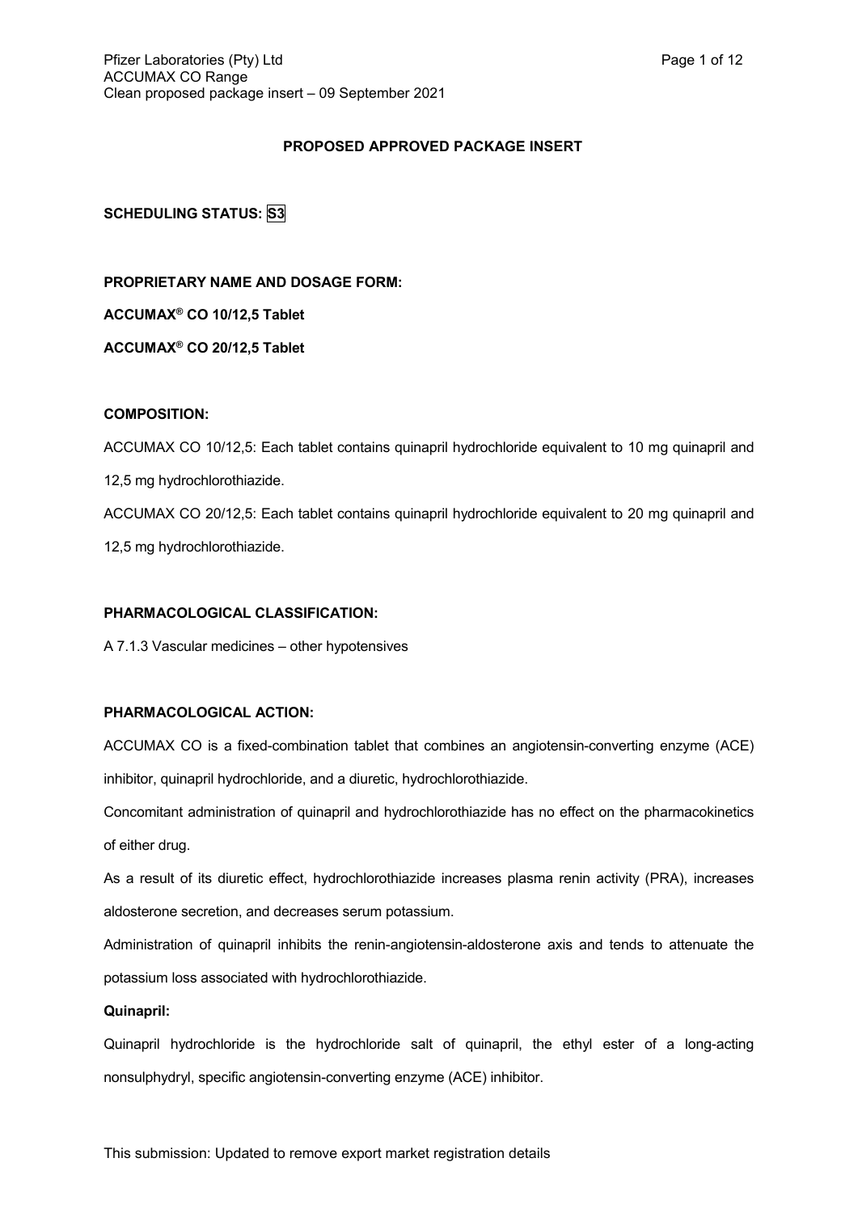**PROPOSED APPROVED PACKAGE INSERT**

**SCHEDULING STATUS:** S3

**PROPRIETARY NAME AND DOSAGE FORM:**

**ACCUMAX® CO 10/12,5 Tablet**

**ACCUMAX® CO 20/12,5 Tablet**

**COMPOSITION:**

ACCUMAX CO 10/12,5: Each tablet contains quinapril hydrochloride equivalent to 10 mg quinapril and 12,5 mg hydrochlorothiazide.

ACCUMAX CO 20/12,5: Each tablet contains quinapril hydrochloride equivalent to 20 mg quinapril and 12,5 mg hydrochlorothiazide.

**PHARMACOLOGICAL CLASSIFICATION:**

A 7.1.3 Vascular medicines – other hypotensives

**PHARMACOLOGICAL ACTION:**

ACCUMAX CO is a fixed-combination tablet that combines an angiotensin-converting enzyme (ACE) inhibitor, quinapril hydrochloride, and a diuretic, hydrochlorothiazide.

Concomitant administration of quinapril and hydrochlorothiazide has no effect on the pharmacokinetics of either drug.

As a result of its diuretic effect, hydrochlorothiazide increases plasma renin activity (PRA), increases aldosterone secretion, and decreases serum potassium.

Administration of quinapril inhibits the renin-angiotensin-aldosterone axis and tends to attenuate the potassium loss associated with hydrochlorothiazide.

**Quinapril:**

Quinapril hydrochloride is the hydrochloride salt of quinapril, the ethyl ester of a long-acting nonsulphydryl, specific angiotensin-converting enzyme (ACE) inhibitor.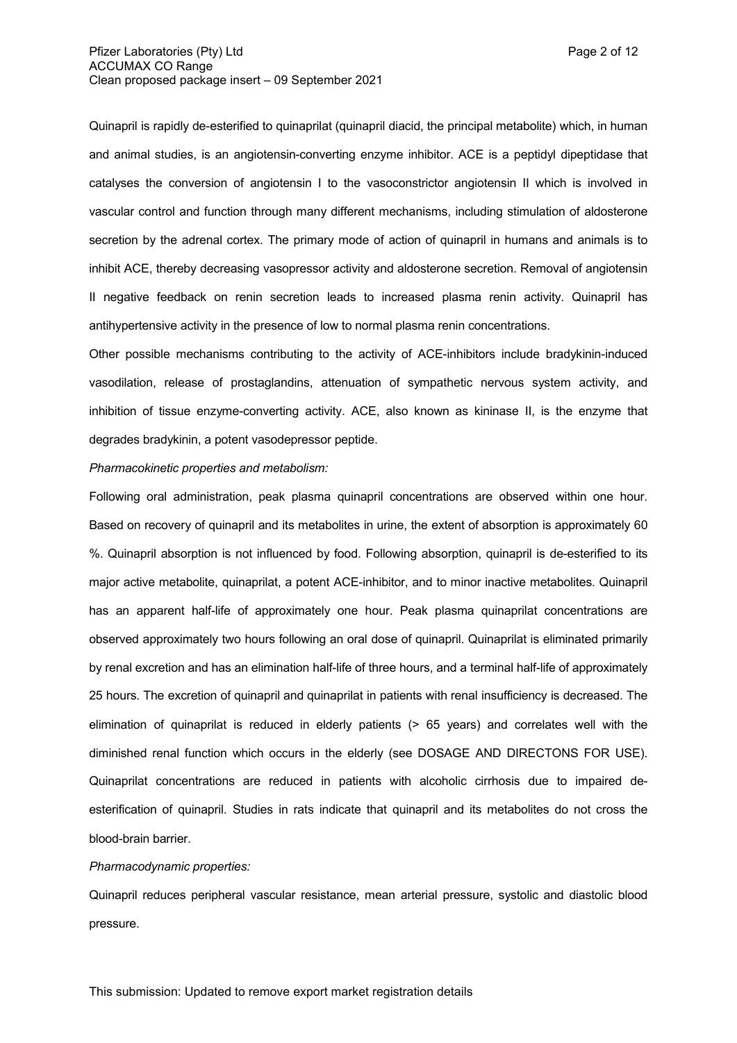Quinapril is rapidly de-esterified to quinaprilat (quinapril diacid, the principal metabolite) which, in human and animal studies, is an angiotensin-converting enzyme inhibitor. ACE is a peptidyl dipeptidase that catalyses the conversion of angiotensin I to the vasoconstrictor angiotensin II which is involved in vascular control and function through many different mechanisms, including stimulation of aldosterone secretion by the adrenal cortex. The primary mode of action of quinapril in humans and animals is to inhibit ACE, thereby decreasing vasopressor activity and aldosterone secretion. Removal of angiotensin II negative feedback on renin secretion leads to increased plasma renin activity. Quinapril has antihypertensive activity in the presence of low to normal plasma renin concentrations.

Other possible mechanisms contributing to the activity of ACE-inhibitors include bradykinin-induced vasodilation, release of prostaglandins, attenuation of sympathetic nervous system activity, and inhibition of tissue enzyme-converting activity. ACE, also known as kininase II, is the enzyme that degrades bradykinin, a potent vasodepressor peptide.

*Pharmacokinetic properties and metabolism:*

Following oral administration, peak plasma quinapril concentrations are observed within one hour. Based on recovery of quinapril and its metabolites in urine, the extent of absorption is approximately 60 %. Quinapril absorption is not influenced by food. Following absorption, quinapril is de-esterified to its major active metabolite, quinaprilat, a potent ACE-inhibitor, and to minor inactive metabolites. Quinapril has an apparent half-life of approximately one hour. Peak plasma quinaprilat concentrations are observed approximately two hours following an oral dose of quinapril. Quinaprilat is eliminated primarily by renal excretion and has an elimination half-life of three hours, and a terminal half-life of approximately 25 hours. The excretion of quinapril and quinaprilat in patients with renal insufficiency is decreased. The elimination of quinaprilat is reduced in elderly patients (> 65 years) and correlates well with the diminished renal function which occurs in the elderly (see DOSAGE AND DIRECTONS FOR USE). Quinaprilat concentrations are reduced in patients with alcoholic cirrhosis due to impaired de-esterification of quinapril. Studies in rats indicate that quinapril and its metabolites do not cross the blood-brain barrier.

*Pharmacodynamic properties:*

Quinapril reduces peripheral vascular resistance, mean arterial pressure, systolic and diastolic blood pressure.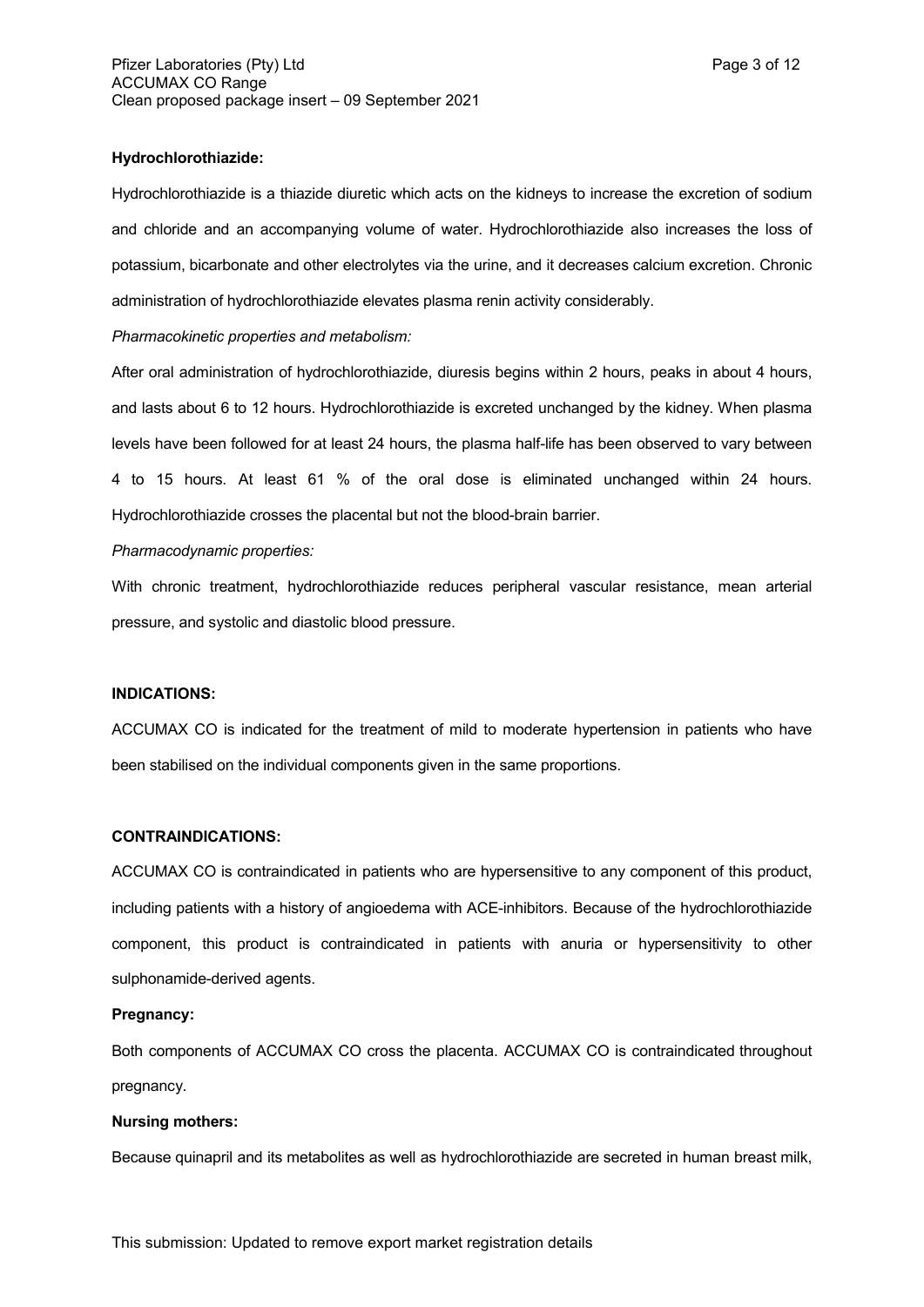**Hydrochlorothiazide:**

Hydrochlorothiazide is a thiazide diuretic which acts on the kidneys to increase the excretion of sodium and chloride and an accompanying volume of water. Hydrochlorothiazide also increases the loss of potassium, bicarbonate and other electrolytes via the urine, and it decreases calcium excretion. Chronic administration of hydrochlorothiazide elevates plasma renin activity considerably.

*Pharmacokinetic properties and metabolism:*

After oral administration of hydrochlorothiazide, diuresis begins within 2 hours, peaks in about 4 hours, and lasts about 6 to 12 hours. Hydrochlorothiazide is excreted unchanged by the kidney. When plasma levels have been followed for at least 24 hours, the plasma half-life has been observed to vary between 4 to 15 hours. At least 61 % of the oral dose is eliminated unchanged within 24 hours. Hydrochlorothiazide crosses the placental but not the blood-brain barrier.

*Pharmacodynamic properties:*

With chronic treatment, hydrochlorothiazide reduces peripheral vascular resistance, mean arterial pressure, and systolic and diastolic blood pressure.

**INDICATIONS:**

ACCUMAX CO is indicated for the treatment of mild to moderate hypertension in patients who have been stabilised on the individual components given in the same proportions.

**CONTRAINDICATIONS:**

ACCUMAX CO is contraindicated in patients who are hypersensitive to any component of this product, including patients with a history of angioedema with ACE-inhibitors. Because of the hydrochlorothiazide component, this product is contraindicated in patients with anuria or hypersensitivity to other sulphonamide-derived agents.

**Pregnancy:**

Both components of ACCUMAX CO cross the placenta. ACCUMAX CO is contraindicated throughout pregnancy.

**Nursing mothers:**

Because quinapril and its metabolites as well as hydrochlorothiazide are secreted in human breast milk,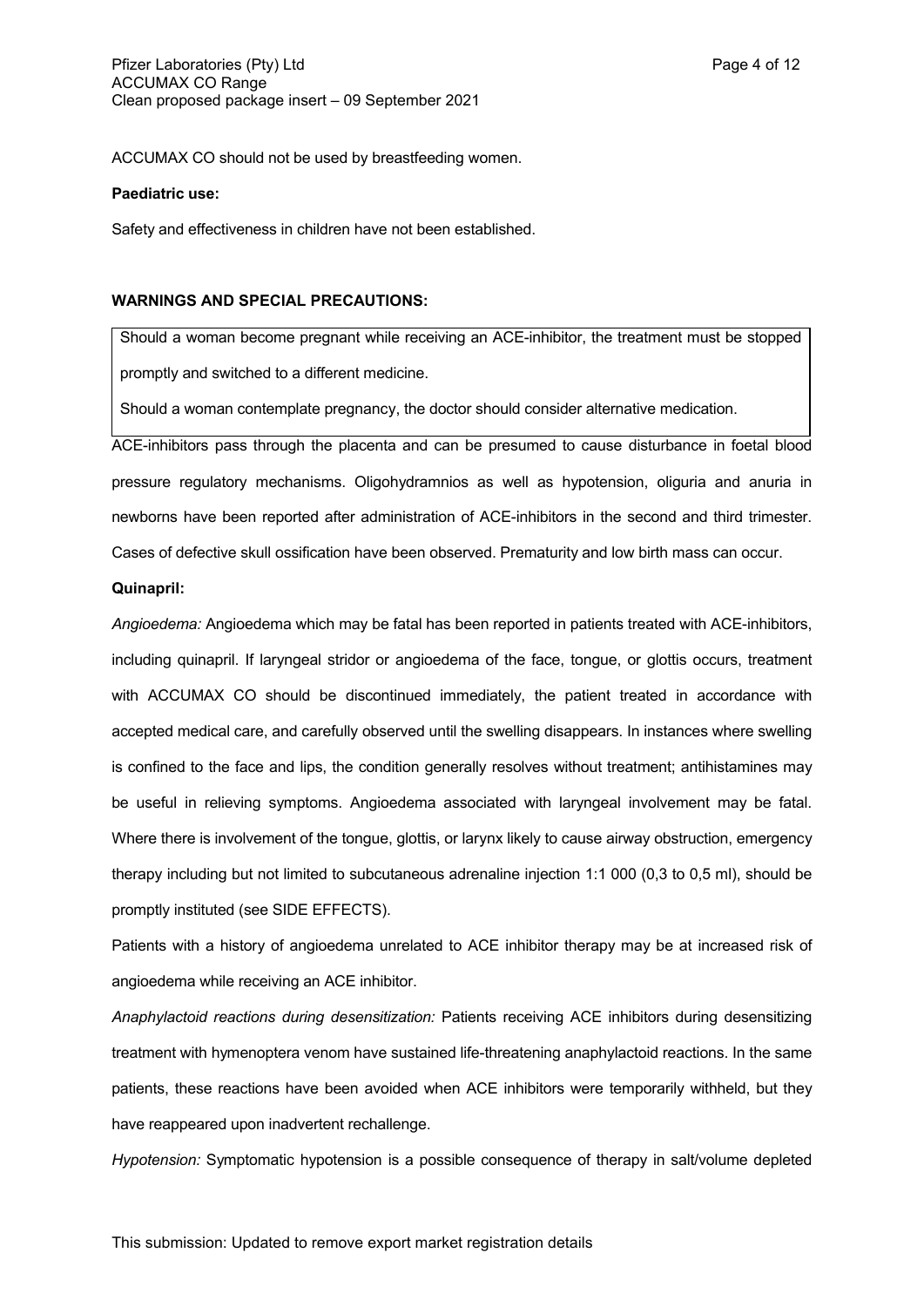ACCUMAX CO should not be used by breastfeeding women.

**Paediatric use:**

Safety and effectiveness in children have not been established.

**WARNINGS AND SPECIAL PRECAUTIONS:**

Should a woman become pregnant while receiving an ACE-inhibitor, the treatment must be stopped promptly and switched to a different medicine.

Should a woman contemplate pregnancy, the doctor should consider alternative medication.

ACE-inhibitors pass through the placenta and can be presumed to cause disturbance in foetal blood pressure regulatory mechanisms. Oligohydramnios as well as hypotension, oliguria and anuria in newborns have been reported after administration of ACE-inhibitors in the second and third trimester. Cases of defective skull ossification have been observed. Prematurity and low birth mass can occur.

**Quinapril:**

*Angioedema:* Angioedema which may be fatal has been reported in patients treated with ACE-inhibitors, including quinapril. If laryngeal stridor or angioedema of the face, tongue, or glottis occurs, treatment with ACCUMAX CO should be discontinued immediately, the patient treated in accordance with accepted medical care, and carefully observed until the swelling disappears. In instances where swelling is confined to the face and lips, the condition generally resolves without treatment; antihistamines may be useful in relieving symptoms. Angioedema associated with laryngeal involvement may be fatal. Where there is involvement of the tongue, glottis, or larynx likely to cause airway obstruction, emergency therapy including but not limited to subcutaneous adrenaline injection 1:1 000 (0,3 to 0,5 ml), should be promptly instituted (see SIDE EFFECTS).

Patients with a history of angioedema unrelated to ACE inhibitor therapy may be at increased risk of angioedema while receiving an ACE inhibitor.

*Anaphylactoid reactions during desensitization:* Patients receiving ACE inhibitors during desensitizing treatment with hymenoptera venom have sustained life-threatening anaphylactoid reactions. In the same patients, these reactions have been avoided when ACE inhibitors were temporarily withheld, but they have reappeared upon inadvertent rechallenge.

*Hypotension:* Symptomatic hypotension is a possible consequence of therapy in salt/volume depleted

This submission: Updated to remove export market registration details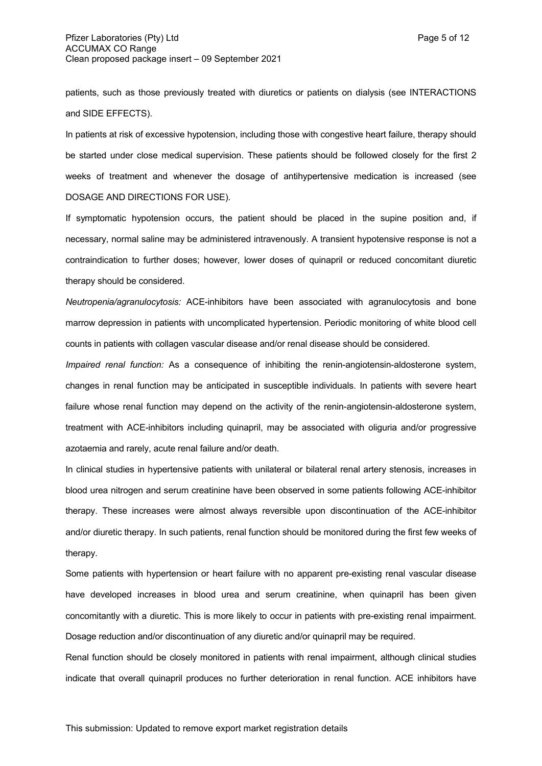patients, such as those previously treated with diuretics or patients on dialysis (see INTERACTIONS and SIDE EFFECTS).

In patients at risk of excessive hypotension, including those with congestive heart failure, therapy should be started under close medical supervision. These patients should be followed closely for the first 2 weeks of treatment and whenever the dosage of antihypertensive medication is increased (see DOSAGE AND DIRECTIONS FOR USE).

If symptomatic hypotension occurs, the patient should be placed in the supine position and, if necessary, normal saline may be administered intravenously. A transient hypotensive response is not a contraindication to further doses; however, lower doses of quinapril or reduced concomitant diuretic therapy should be considered.

*Neutropenia/agranulocytosis:* ACE-inhibitors have been associated with agranulocytosis and bone marrow depression in patients with uncomplicated hypertension. Periodic monitoring of white blood cell counts in patients with collagen vascular disease and/or renal disease should be considered.

*Impaired renal function:* As a consequence of inhibiting the renin-angiotensin-aldosterone system, changes in renal function may be anticipated in susceptible individuals. In patients with severe heart failure whose renal function may depend on the activity of the renin-angiotensin-aldosterone system, treatment with ACE-inhibitors including quinapril, may be associated with oliguria and/or progressive azotaemia and rarely, acute renal failure and/or death.

In clinical studies in hypertensive patients with unilateral or bilateral renal artery stenosis, increases in blood urea nitrogen and serum creatinine have been observed in some patients following ACE-inhibitor therapy. These increases were almost always reversible upon discontinuation of the ACE-inhibitor and/or diuretic therapy. In such patients, renal function should be monitored during the first few weeks of therapy.

Some patients with hypertension or heart failure with no apparent pre-existing renal vascular disease have developed increases in blood urea and serum creatinine, when quinapril has been given concomitantly with a diuretic. This is more likely to occur in patients with pre-existing renal impairment. Dosage reduction and/or discontinuation of any diuretic and/or quinapril may be required.

Renal function should be closely monitored in patients with renal impairment, although clinical studies indicate that overall quinapril produces no further deterioration in renal function. ACE inhibitors have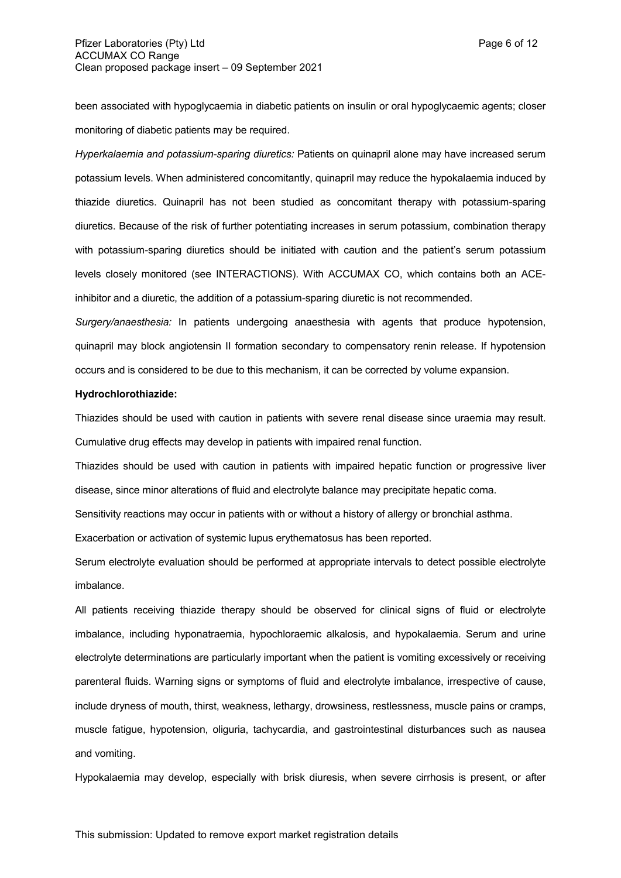been associated with hypoglycaemia in diabetic patients on insulin or oral hypoglycaemic agents; closer monitoring of diabetic patients may be required.

*Hyperkalaemia and potassium-sparing diuretics:* Patients on quinapril alone may have increased serum potassium levels. When administered concomitantly, quinapril may reduce the hypokalaemia induced by thiazide diuretics. Quinapril has not been studied as concomitant therapy with potassium-sparing diuretics. Because of the risk of further potentiating increases in serum potassium, combination therapy with potassium-sparing diuretics should be initiated with caution and the patient's serum potassium levels closely monitored (see INTERACTIONS). With ACCUMAX CO, which contains both an ACE-inhibitor and a diuretic, the addition of a potassium-sparing diuretic is not recommended.

*Surgery/anaesthesia:* In patients undergoing anaesthesia with agents that produce hypotension, quinapril may block angiotensin II formation secondary to compensatory renin release. If hypotension occurs and is considered to be due to this mechanism, it can be corrected by volume expansion.

**Hydrochlorothiazide:**

Thiazides should be used with caution in patients with severe renal disease since uraemia may result. Cumulative drug effects may develop in patients with impaired renal function.

Thiazides should be used with caution in patients with impaired hepatic function or progressive liver disease, since minor alterations of fluid and electrolyte balance may precipitate hepatic coma.

Sensitivity reactions may occur in patients with or without a history of allergy or bronchial asthma.

Exacerbation or activation of systemic lupus erythematosus has been reported.

Serum electrolyte evaluation should be performed at appropriate intervals to detect possible electrolyte imbalance.

All patients receiving thiazide therapy should be observed for clinical signs of fluid or electrolyte imbalance, including hyponatraemia, hypochloraemic alkalosis, and hypokalaemia. Serum and urine electrolyte determinations are particularly important when the patient is vomiting excessively or receiving parenteral fluids. Warning signs or symptoms of fluid and electrolyte imbalance, irrespective of cause, include dryness of mouth, thirst, weakness, lethargy, drowsiness, restlessness, muscle pains or cramps, muscle fatigue, hypotension, oliguria, tachycardia, and gastrointestinal disturbances such as nausea and vomiting.

Hypokalaemia may develop, especially with brisk diuresis, when severe cirrhosis is present, or after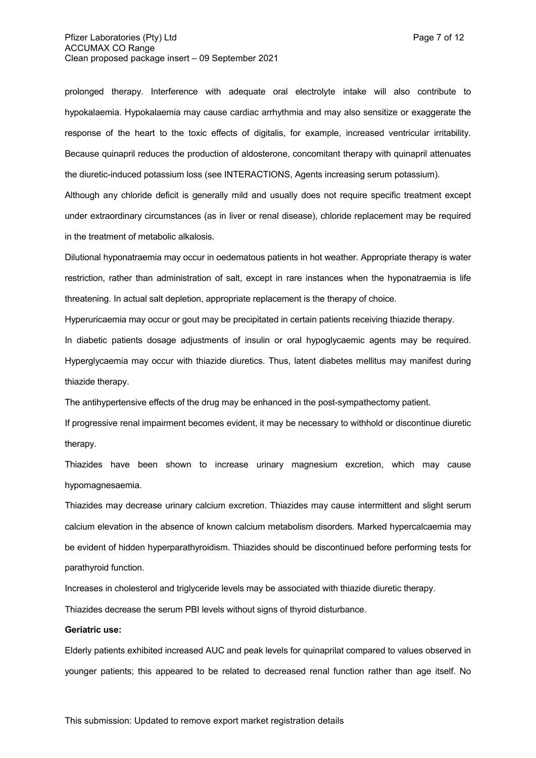prolonged therapy. Interference with adequate oral electrolyte intake will also contribute to hypokalaemia. Hypokalaemia may cause cardiac arrhythmia and may also sensitize or exaggerate the response of the heart to the toxic effects of digitalis, for example, increased ventricular irritability. Because quinapril reduces the production of aldosterone, concomitant therapy with quinapril attenuates the diuretic-induced potassium loss (see INTERACTIONS, Agents increasing serum potassium).

Although any chloride deficit is generally mild and usually does not require specific treatment except under extraordinary circumstances (as in liver or renal disease), chloride replacement may be required in the treatment of metabolic alkalosis.

Dilutional hyponatraemia may occur in oedematous patients in hot weather. Appropriate therapy is water restriction, rather than administration of salt, except in rare instances when the hyponatraemia is life threatening. In actual salt depletion, appropriate replacement is the therapy of choice.

Hyperuricaemia may occur or gout may be precipitated in certain patients receiving thiazide therapy.

In diabetic patients dosage adjustments of insulin or oral hypoglycaemic agents may be required. Hyperglycaemia may occur with thiazide diuretics. Thus, latent diabetes mellitus may manifest during thiazide therapy.

The antihypertensive effects of the drug may be enhanced in the post-sympathectomy patient.

If progressive renal impairment becomes evident, it may be necessary to withhold or discontinue diuretic therapy.

Thiazides have been shown to increase urinary magnesium excretion, which may cause hypomagnesaemia.

Thiazides may decrease urinary calcium excretion. Thiazides may cause intermittent and slight serum calcium elevation in the absence of known calcium metabolism disorders. Marked hypercalcaemia may be evident of hidden hyperparathyroidism. Thiazides should be discontinued before performing tests for parathyroid function.

Increases in cholesterol and triglyceride levels may be associated with thiazide diuretic therapy.

Thiazides decrease the serum PBI levels without signs of thyroid disturbance.

**Geriatric use:**

Elderly patients exhibited increased AUC and peak levels for quinaprilat compared to values observed in younger patients; this appeared to be related to decreased renal function rather than age itself. No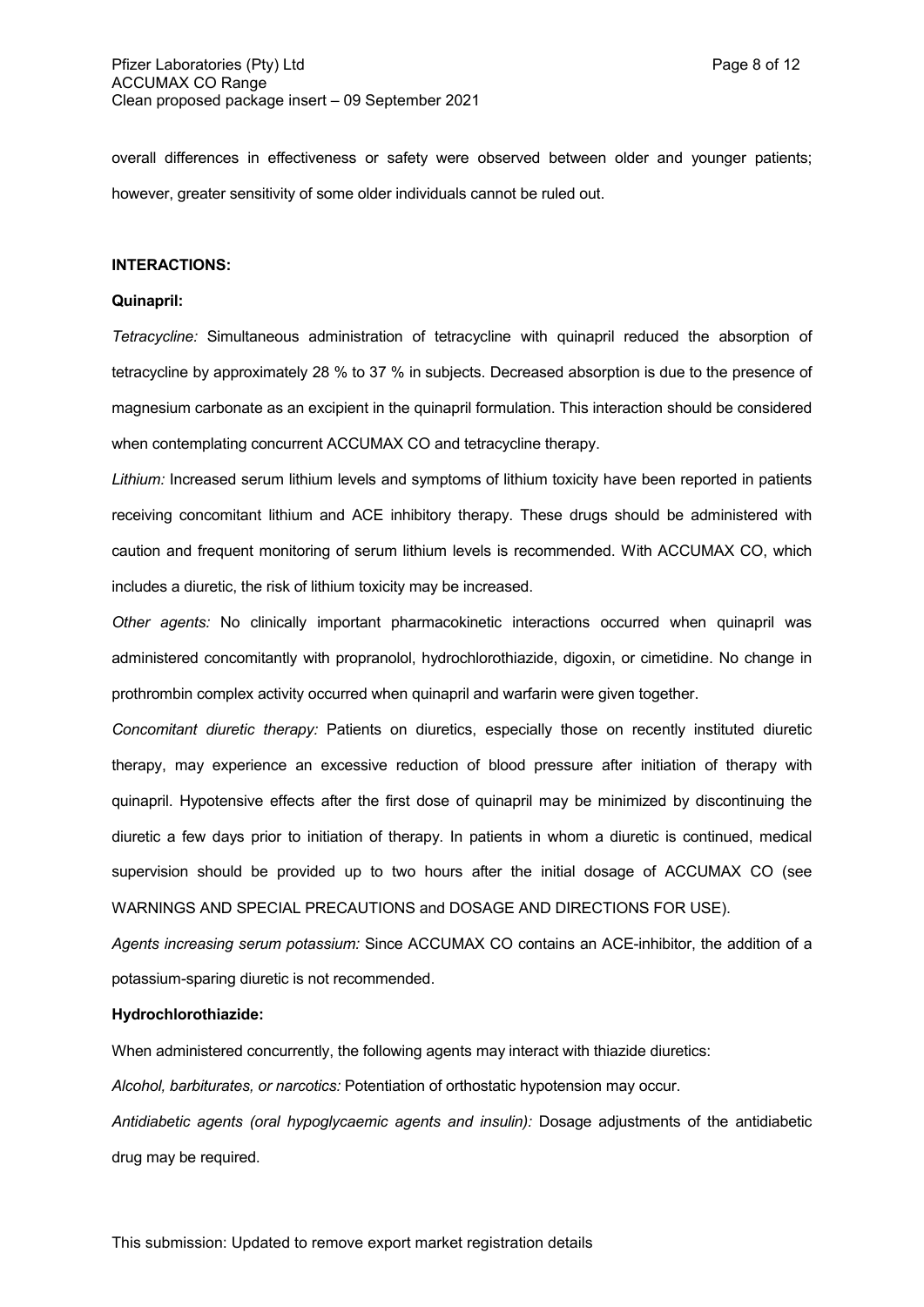overall differences in effectiveness or safety were observed between older and younger patients; however, greater sensitivity of some older individuals cannot be ruled out.

**INTERACTIONS:**

**Quinapril:**

*Tetracycline:* Simultaneous administration of tetracycline with quinapril reduced the absorption of tetracycline by approximately 28 % to 37 % in subjects. Decreased absorption is due to the presence of magnesium carbonate as an excipient in the quinapril formulation. This interaction should be considered when contemplating concurrent ACCUMAX CO and tetracycline therapy.

*Lithium:* Increased serum lithium levels and symptoms of lithium toxicity have been reported in patients receiving concomitant lithium and ACE inhibitory therapy. These drugs should be administered with caution and frequent monitoring of serum lithium levels is recommended. With ACCUMAX CO, which includes a diuretic, the risk of lithium toxicity may be increased.

*Other agents:* No clinically important pharmacokinetic interactions occurred when quinapril was administered concomitantly with propranolol, hydrochlorothiazide, digoxin, or cimetidine. No change in prothrombin complex activity occurred when quinapril and warfarin were given together.

*Concomitant diuretic therapy:* Patients on diuretics, especially those on recently instituted diuretic therapy, may experience an excessive reduction of blood pressure after initiation of therapy with quinapril. Hypotensive effects after the first dose of quinapril may be minimized by discontinuing the diuretic a few days prior to initiation of therapy. In patients in whom a diuretic is continued, medical supervision should be provided up to two hours after the initial dosage of ACCUMAX CO (see WARNINGS AND SPECIAL PRECAUTIONS and DOSAGE AND DIRECTIONS FOR USE).

*Agents increasing serum potassium:* Since ACCUMAX CO contains an ACE-inhibitor, the addition of a potassium-sparing diuretic is not recommended.

**Hydrochlorothiazide:**

When administered concurrently, the following agents may interact with thiazide diuretics:

*Alcohol, barbiturates, or narcotics:* Potentiation of orthostatic hypotension may occur.

*Antidiabetic agents (oral hypoglycaemic agents and insulin):* Dosage adjustments of the antidiabetic drug may be required.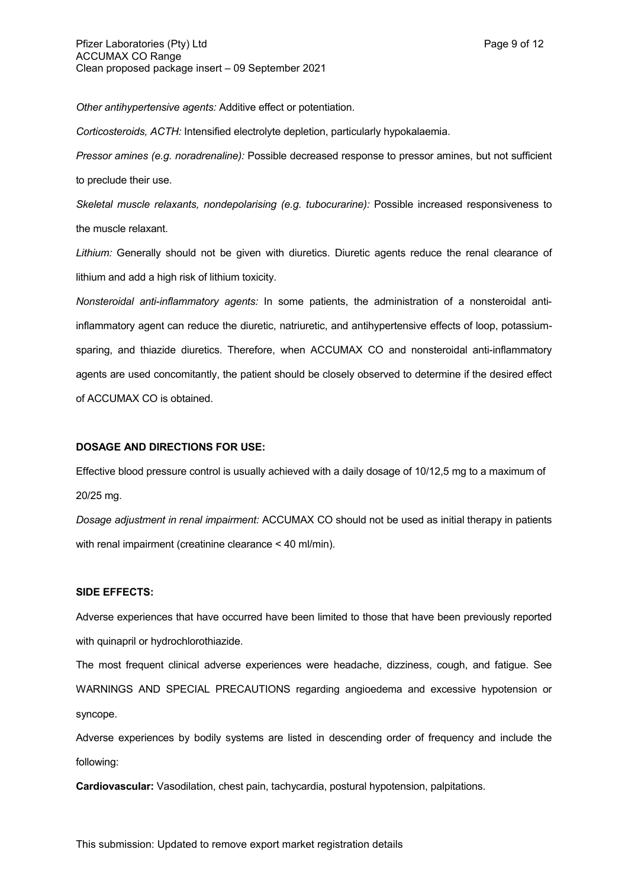*Other antihypertensive agents:* Additive effect or potentiation.

*Corticosteroids, ACTH:* Intensified electrolyte depletion, particularly hypokalaemia.

*Pressor amines (e.g. noradrenaline):* Possible decreased response to pressor amines, but not sufficient to preclude their use.

*Skeletal muscle relaxants, nondepolarising (e.g. tubocurarine):* Possible increased responsiveness to the muscle relaxant.

*Lithium:* Generally should not be given with diuretics. Diuretic agents reduce the renal clearance of lithium and add a high risk of lithium toxicity.

*Nonsteroidal anti-inflammatory agents:* In some patients, the administration of a nonsteroidal anti-inflammatory agent can reduce the diuretic, natriuretic, and antihypertensive effects of loop, potassium-sparing, and thiazide diuretics. Therefore, when ACCUMAX CO and nonsteroidal anti-inflammatory agents are used concomitantly, the patient should be closely observed to determine if the desired effect of ACCUMAX CO is obtained.

**DOSAGE AND DIRECTIONS FOR USE:**

Effective blood pressure control is usually achieved with a daily dosage of 10/12,5 mg to a maximum of 20/25 mg.

*Dosage adjustment in renal impairment:* ACCUMAX CO should not be used as initial therapy in patients with renal impairment (creatinine clearance < 40 ml/min).

**SIDE EFFECTS:**

Adverse experiences that have occurred have been limited to those that have been previously reported with quinapril or hydrochlorothiazide.

The most frequent clinical adverse experiences were headache, dizziness, cough, and fatigue. See WARNINGS AND SPECIAL PRECAUTIONS regarding angioedema and excessive hypotension or syncope.

Adverse experiences by bodily systems are listed in descending order of frequency and include the following:

**Cardiovascular:** Vasodilation, chest pain, tachycardia, postural hypotension, palpitations.

This submission: Updated to remove export market registration details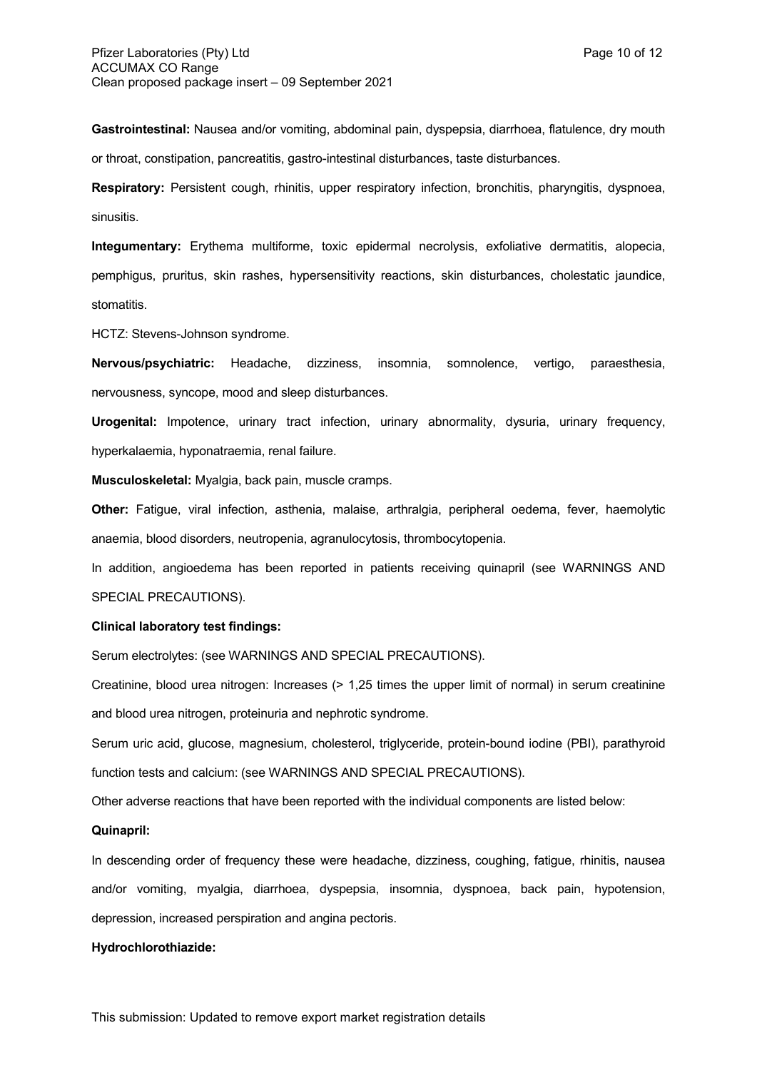**Gastrointestinal:** Nausea and/or vomiting, abdominal pain, dyspepsia, diarrhoea, flatulence, dry mouth or throat, constipation, pancreatitis, gastro-intestinal disturbances, taste disturbances.

**Respiratory:** Persistent cough, rhinitis, upper respiratory infection, bronchitis, pharyngitis, dyspnoea, sinusitis.

**Integumentary:** Erythema multiforme, toxic epidermal necrolysis, exfoliative dermatitis, alopecia, pemphigus, pruritus, skin rashes, hypersensitivity reactions, skin disturbances, cholestatic jaundice, stomatitis.

HCTZ: Stevens-Johnson syndrome.

**Nervous/psychiatric:** Headache, dizziness, insomnia, somnolence, vertigo, paraesthesia, nervousness, syncope, mood and sleep disturbances.

**Urogenital:** Impotence, urinary tract infection, urinary abnormality, dysuria, urinary frequency, hyperkalaemia, hyponatraemia, renal failure.

**Musculoskeletal:** Myalgia, back pain, muscle cramps.

**Other:** Fatigue, viral infection, asthenia, malaise, arthralgia, peripheral oedema, fever, haemolytic anaemia, blood disorders, neutropenia, agranulocytosis, thrombocytopenia.

In addition, angioedema has been reported in patients receiving quinapril (see WARNINGS AND SPECIAL PRECAUTIONS).

**Clinical laboratory test findings:**

Serum electrolytes: (see WARNINGS AND SPECIAL PRECAUTIONS).

Creatinine, blood urea nitrogen: Increases (> 1,25 times the upper limit of normal) in serum creatinine and blood urea nitrogen, proteinuria and nephrotic syndrome.

Serum uric acid, glucose, magnesium, cholesterol, triglyceride, protein-bound iodine (PBI), parathyroid function tests and calcium: (see WARNINGS AND SPECIAL PRECAUTIONS).

Other adverse reactions that have been reported with the individual components are listed below:

**Quinapril:**

In descending order of frequency these were headache, dizziness, coughing, fatigue, rhinitis, nausea and/or vomiting, myalgia, diarrhoea, dyspepsia, insomnia, dyspnoea, back pain, hypotension, depression, increased perspiration and angina pectoris.

**Hydrochlorothiazide:**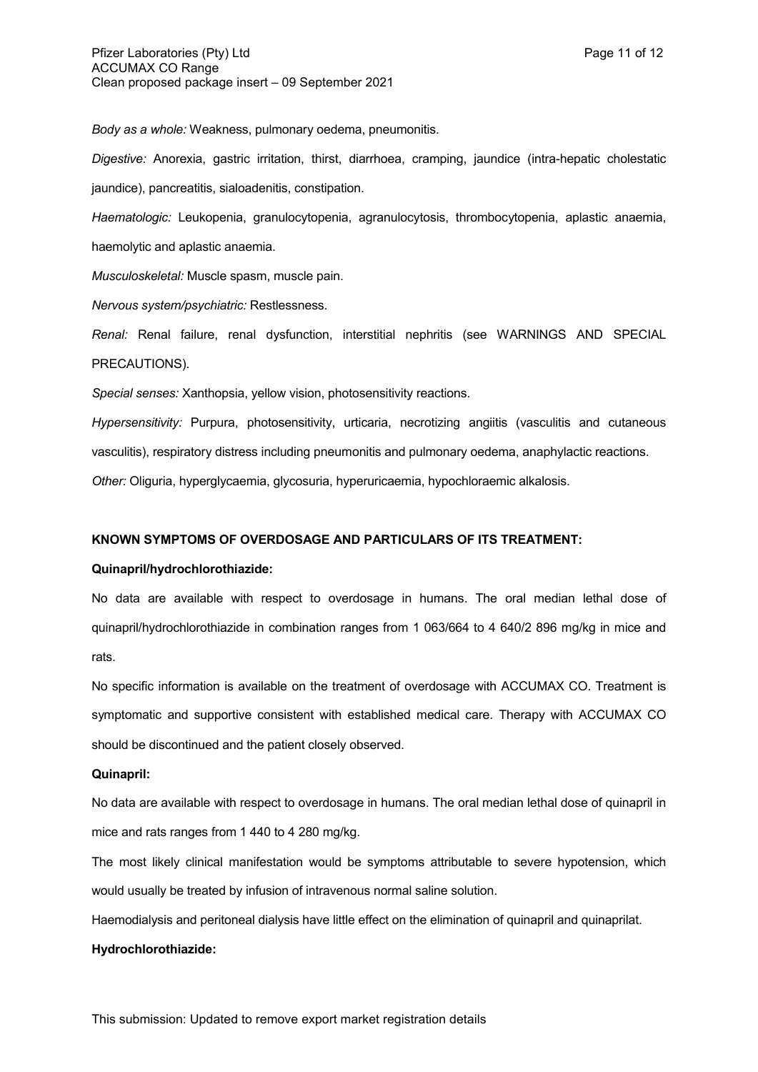*Body as a whole:* Weakness, pulmonary oedema, pneumonitis.

*Digestive:* Anorexia, gastric irritation, thirst, diarrhoea, cramping, jaundice (intra-hepatic cholestatic jaundice), pancreatitis, sialoadenitis, constipation.

*Haematologic:* Leukopenia, granulocytopenia, agranulocytosis, thrombocytopenia, aplastic anaemia, haemolytic and aplastic anaemia.

*Musculoskeletal:* Muscle spasm, muscle pain.

*Nervous system/psychiatric:* Restlessness.

*Renal:* Renal failure, renal dysfunction, interstitial nephritis (see WARNINGS AND SPECIAL PRECAUTIONS).

*Special senses:* Xanthopsia, yellow vision, photosensitivity reactions.

*Hypersensitivity:* Purpura, photosensitivity, urticaria, necrotizing angiitis (vasculitis and cutaneous vasculitis), respiratory distress including pneumonitis and pulmonary oedema, anaphylactic reactions.

*Other:* Oliguria, hyperglycaemia, glycosuria, hyperuricaemia, hypochloraemic alkalosis.

**KNOWN SYMPTOMS OF OVERDOSAGE AND PARTICULARS OF ITS TREATMENT:**

**Quinapril/hydrochlorothiazide:**

No data are available with respect to overdosage in humans. The oral median lethal dose of quinapril/hydrochlorothiazide in combination ranges from 1 063/664 to 4 640/2 896 mg/kg in mice and rats.

No specific information is available on the treatment of overdosage with ACCUMAX CO. Treatment is symptomatic and supportive consistent with established medical care. Therapy with ACCUMAX CO should be discontinued and the patient closely observed.

**Quinapril:**

No data are available with respect to overdosage in humans. The oral median lethal dose of quinapril in mice and rats ranges from 1 440 to 4 280 mg/kg.

The most likely clinical manifestation would be symptoms attributable to severe hypotension, which would usually be treated by infusion of intravenous normal saline solution.

Haemodialysis and peritoneal dialysis have little effect on the elimination of quinapril and quinaprilat.

**Hydrochlorothiazide:**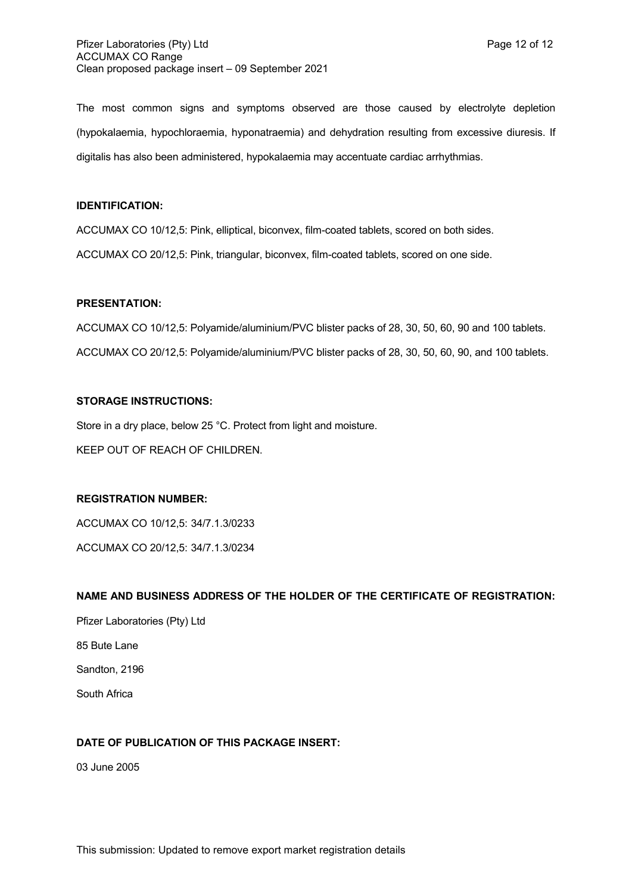The most common signs and symptoms observed are those caused by electrolyte depletion (hypokalaemia, hypochloraemia, hyponatraemia) and dehydration resulting from excessive diuresis. If digitalis has also been administered, hypokalaemia may accentuate cardiac arrhythmias.

**IDENTIFICATION:**

ACCUMAX CO 10/12,5: Pink, elliptical, biconvex, film-coated tablets, scored on both sides.

ACCUMAX CO 20/12,5: Pink, triangular, biconvex, film-coated tablets, scored on one side.

**PRESENTATION:**

ACCUMAX CO 10/12,5: Polyamide/aluminium/PVC blister packs of 28, 30, 50, 60, 90 and 100 tablets.

ACCUMAX CO 20/12,5: Polyamide/aluminium/PVC blister packs of 28, 30, 50, 60, 90, and 100 tablets.

**STORAGE INSTRUCTIONS:**

Store in a dry place, below 25 °C. Protect from light and moisture.

KEEP OUT OF REACH OF CHILDREN.

**REGISTRATION NUMBER:**

ACCUMAX CO 10/12,5: 34/7.1.3/0233

ACCUMAX CO 20/12,5: 34/7.1.3/0234

**NAME AND BUSINESS ADDRESS OF THE HOLDER OF THE CERTIFICATE OF REGISTRATION:**

Pfizer Laboratories (Pty) Ltd

85 Bute Lane

Sandton, 2196

South Africa

**DATE OF PUBLICATION OF THIS PACKAGE INSERT:**

03 June 2005

This submission: Updated to remove export market registration details